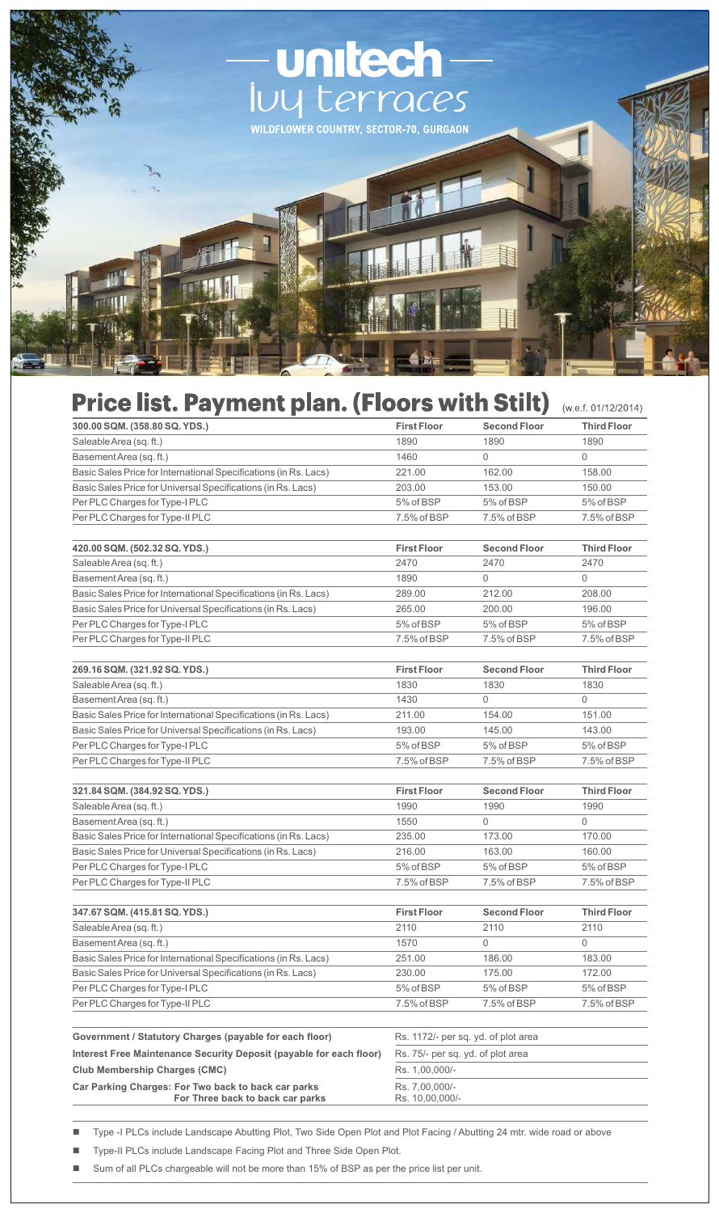# unitech
## Ivy Terraces
**WILDFLOWER COUNTRY, SECTOR-70, GURGAON**

## Price list. Payment plan. (Floors with Stilt)

(w.e.f. 01/12/2014)

| 300.00 SQM. (358.80 SQ. YDS.) | First Floor | Second Floor | Third Floor |
|---|---|---|---|
| Saleable Area (sq. ft.) | 1890 | 1890 | 1890 |
| Basement Area (sq. ft.) | 1460 | 0 | 0 |
| Basic Sales Price for International Specifications (in Rs. Lacs) | 221.00 | 162.00 | 158.00 |
| Basic Sales Price for Universal Specifications (in Rs. Lacs) | 203.00 | 153.00 | 150.00 |
| Per PLC Charges for Type-I PLC | 5% of BSP | 5% of BSP | 5% of BSP |
| Per PLC Charges for Type-II PLC | 7.5% of BSP | 7.5% of BSP | 7.5% of BSP |

| 420.00 SQM. (502.32 SQ. YDS.) | First Floor | Second Floor | Third Floor |
|---|---|---|---|
| Saleable Area (sq. ft.) | 2470 | 2470 | 2470 |
| Basement Area (sq. ft.) | 1890 | 0 | 0 |
| Basic Sales Price for International Specifications (in Rs. Lacs) | 289.00 | 212.00 | 208.00 |
| Basic Sales Price for Universal Specifications (in Rs. Lacs) | 265.00 | 200.00 | 196.00 |
| Per PLC Charges for Type-I PLC | 5% of BSP | 5% of BSP | 5% of BSP |
| Per PLC Charges for Type-II PLC | 7.5% of BSP | 7.5% of BSP | 7.5% of BSP |

| 269.16 SQM. (321.92 SQ. YDS.) | First Floor | Second Floor | Third Floor |
|---|---|---|---|
| Saleable Area (sq. ft.) | 1830 | 1830 | 1830 |
| Basement Area (sq. ft.) | 1430 | 0 | 0 |
| Basic Sales Price for International Specifications (in Rs. Lacs) | 211.00 | 154.00 | 151.00 |
| Basic Sales Price for Universal Specifications (in Rs. Lacs) | 193.00 | 145.00 | 143.00 |
| Per PLC Charges for Type-I PLC | 5% of BSP | 5% of BSP | 5% of BSP |
| Per PLC Charges for Type-II PLC | 7.5% of BSP | 7.5% of BSP | 7.5% of BSP |

| 321.84 SQM. (384.92 SQ. YDS.) | First Floor | Second Floor | Third Floor |
|---|---|---|---|
| Saleable Area (sq. ft.) | 1990 | 1990 | 1990 |
| Basement Area (sq. ft.) | 1550 | 0 | 0 |
| Basic Sales Price for International Specifications (in Rs. Lacs) | 235.00 | 173.00 | 170.00 |
| Basic Sales Price for Universal Specifications (in Rs. Lacs) | 216.00 | 163.00 | 160.00 |
| Per PLC Charges for Type-I PLC | 5% of BSP | 5% of BSP | 5% of BSP |
| Per PLC Charges for Type-II PLC | 7.5% of BSP | 7.5% of BSP | 7.5% of BSP |

| 347.67 SQM. (415.81 SQ. YDS.) | First Floor | Second Floor | Third Floor |
|---|---|---|---|
| Saleable Area (sq. ft.) | 2110 | 2110 | 2110 |
| Basement Area (sq. ft.) | 1570 | 0 | 0 |
| Basic Sales Price for International Specifications (in Rs. Lacs) | 251.00 | 186.00 | 183.00 |
| Basic Sales Price for Universal Specifications (in Rs. Lacs) | 230.00 | 175.00 | 172.00 |
| Per PLC Charges for Type-I PLC | 5% of BSP | 5% of BSP | 5% of BSP |
| Per PLC Charges for Type-II PLC | 7.5% of BSP | 7.5% of BSP | 7.5% of BSP |

| | |
|---|---|
| **Government / Statutory Charges (payable for each floor)** | Rs. 1172/- per sq. yd. of plot area |
| **Interest Free Maintenance Security Deposit (payable for each floor)** | Rs. 75/- per sq. yd. of plot area |
| **Club Membership Charges (CMC)** | Rs. 1,00,000/- |
| **Car Parking Charges: For Two back to back car parks** | Rs. 7,00,000/- |
| **For Three back to back car parks** | Rs. 10,00,000/- |

- Type -I PLCs include Landscape Abutting Plot, Two Side Open Plot and Plot Facing / Abutting 24 mtr. wide road or above
- Type-II PLCs include Landscape Facing Plot and Three Side Open Plot.
- Sum of all PLCs chargeable will not be more than 15% of BSP as per the price list per unit.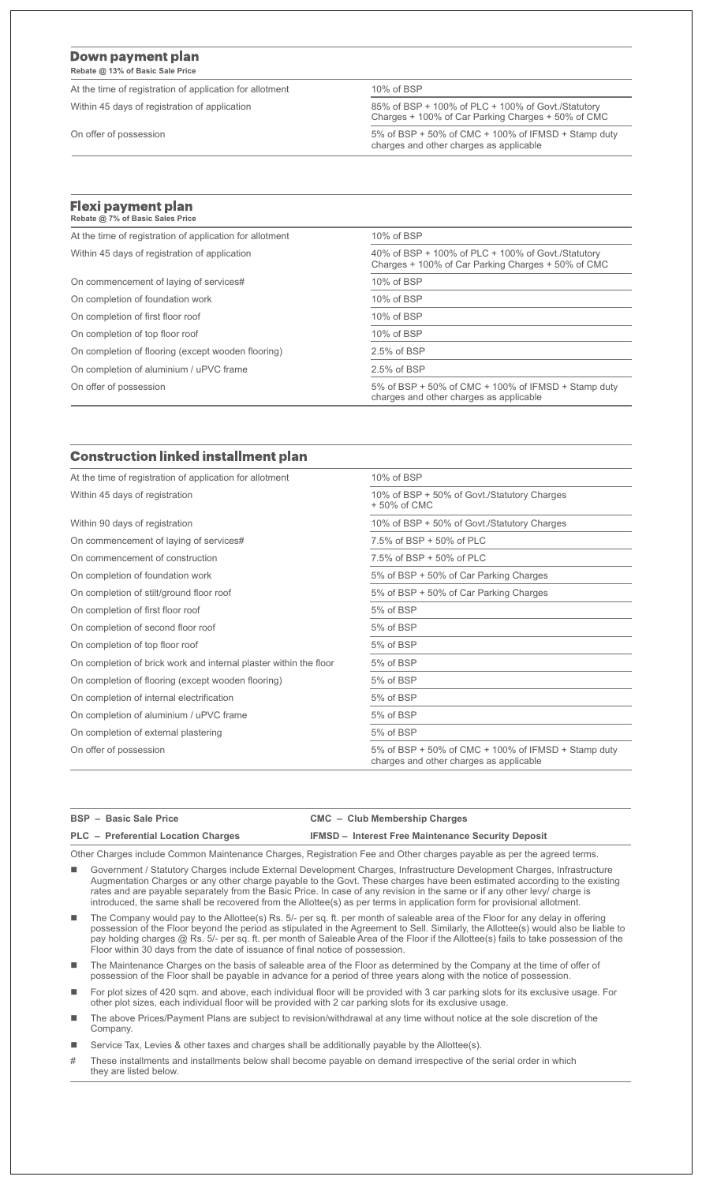## Down payment plan

**Rebate @ 13% of Basic Sale Price**

| | |
|---|---|
| At the time of registration of application for allotment | 10% of BSP |
| Within 45 days of registration of application | 85% of BSP + 100% of PLC + 100% of Govt./Statutory Charges + 100% of Car Parking Charges + 50% of CMC |
| On offer of possession | 5% of BSP + 50% of CMC + 100% of IFMSD + Stamp duty charges and other charges as applicable |

## Flexi payment plan

**Rebate @ 7% of Basic Sales Price**

| | |
|---|---|
| At the time of registration of application for allotment | 10% of BSP |
| Within 45 days of registration of application | 40% of BSP + 100% of PLC + 100% of Govt./Statutory Charges + 100% of Car Parking Charges + 50% of CMC |
| On commencement of laying of services# | 10% of BSP |
| On completion of foundation work | 10% of BSP |
| On completion of first floor roof | 10% of BSP |
| On completion of top floor roof | 10% of BSP |
| On completion of flooring (except wooden flooring) | 2.5% of BSP |
| On completion of aluminium / uPVC frame | 2.5% of BSP |
| On offer of possession | 5% of BSP + 50% of CMC + 100% of IFMSD + Stamp duty charges and other charges as applicable |

## Construction linked installment plan

| | |
|---|---|
| At the time of registration of application for allotment | 10% of BSP |
| Within 45 days of registration | 10% of BSP + 50% of Govt./Statutory Charges + 50% of CMC |
| Within 90 days of registration | 10% of BSP + 50% of Govt./Statutory Charges |
| On commencement of laying of services# | 7.5% of BSP + 50% of PLC |
| On commencement of construction | 7.5% of BSP + 50% of PLC |
| On completion of foundation work | 5% of BSP + 50% of Car Parking Charges |
| On completion of stilt/ground floor roof | 5% of BSP + 50% of Car Parking Charges |
| On completion of first floor roof | 5% of BSP |
| On completion of second floor roof | 5% of BSP |
| On completion of top floor roof | 5% of BSP |
| On completion of brick work and internal plaster within the floor | 5% of BSP |
| On completion of flooring (except wooden flooring) | 5% of BSP |
| On completion of internal electrification | 5% of BSP |
| On completion of aluminium / uPVC frame | 5% of BSP |
| On completion of external plastering | 5% of BSP |
| On offer of possession | 5% of BSP + 50% of CMC + 100% of IFMSD + Stamp duty charges and other charges as applicable |

| | |
|---|---|
| **BSP – Basic Sale Price** | **CMC – Club Membership Charges** |
| **PLC – Preferential Location Charges** | **IFMSD – Interest Free Maintenance Security Deposit** |

Other Charges include Common Maintenance Charges, Registration Fee and Other charges payable as per the agreed terms.

- Government / Statutory Charges include External Development Charges, Infrastructure Development Charges, Infrastructure Augmentation Charges or any other charge payable to the Govt. These charges have been estimated according to the existing rates and are payable separately from the Basic Price. In case of any revision in the same or if any other levy/ charge is introduced, the same shall be recovered from the Allottee(s) as per terms in application form for provisional allotment.
- The Company would pay to the Allottee(s) Rs. 5/- per sq. ft. per month of saleable area of the Floor for any delay in offering possession of the Floor beyond the period as stipulated in the Agreement to Sell. Similarly, the Allottee(s) would also be liable to pay holding charges @ Rs. 5/- per sq. ft. per month of Saleable Area of the Floor if the Allottee(s) fails to take possession of the Floor within 30 days from the date of issuance of final notice of possession.
- The Maintenance Charges on the basis of saleable area of the Floor as determined by the Company at the time of offer of possession of the Floor shall be payable in advance for a period of three years along with the notice of possession.
- For plot sizes of 420 sqm. and above, each individual floor will be provided with 3 car parking slots for its exclusive usage. For other plot sizes, each individual floor will be provided with 2 car parking slots for its exclusive usage.
- The above Prices/Payment Plans are subject to revision/withdrawal at any time without notice at the sole discretion of the Company.
- Service Tax, Levies & other taxes and charges shall be additionally payable by the Allottee(s).

\# These installments and installments below shall become payable on demand irrespective of the serial order in which they are listed below.